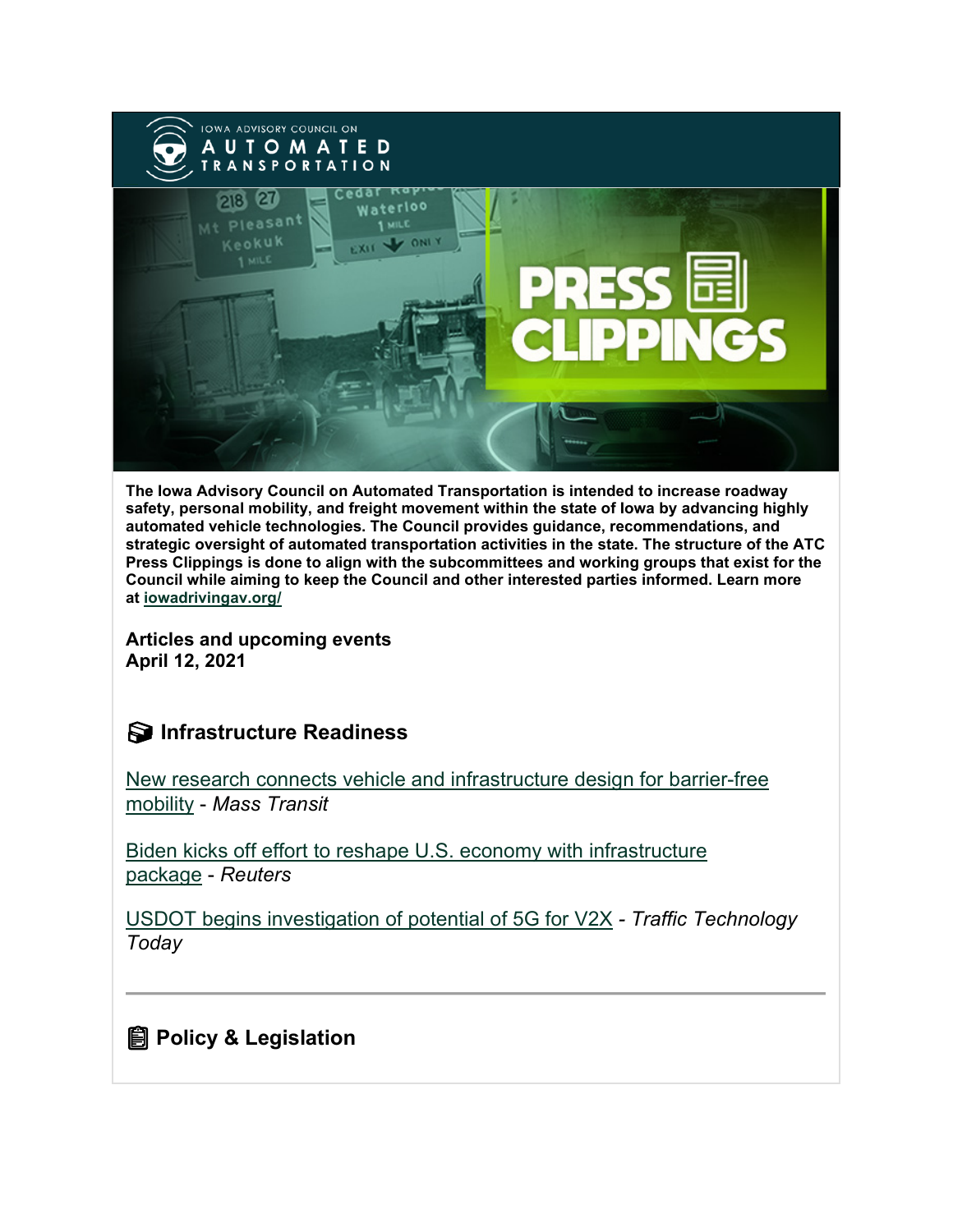The Iowa Advisory Council on Automated Transportation is intended to increase roadway safety, personal mobility, and freight movement within the state of Iowa by advancing highly automated vehicle technologies. The Council provides guidance, recommendations, and strategic oversight of automated transportation activities in the state. The structure of the ATC Press Clippings is done to align with the subcommittees and working groups that exist for the Council while aiming to keep the Council and other interested parties informed. Learn more at iowadrivingav.org/

**Articles and upcoming events**
**April 12, 2021**

## Infrastructure Readiness

New research connects vehicle and infrastructure design for barrier-free mobility - *Mass Transit*

Biden kicks off effort to reshape U.S. economy with infrastructure package - *Reuters*

USDOT begins investigation of potential of 5G for V2X - *Traffic Technology Today*

---

## Policy & Legislation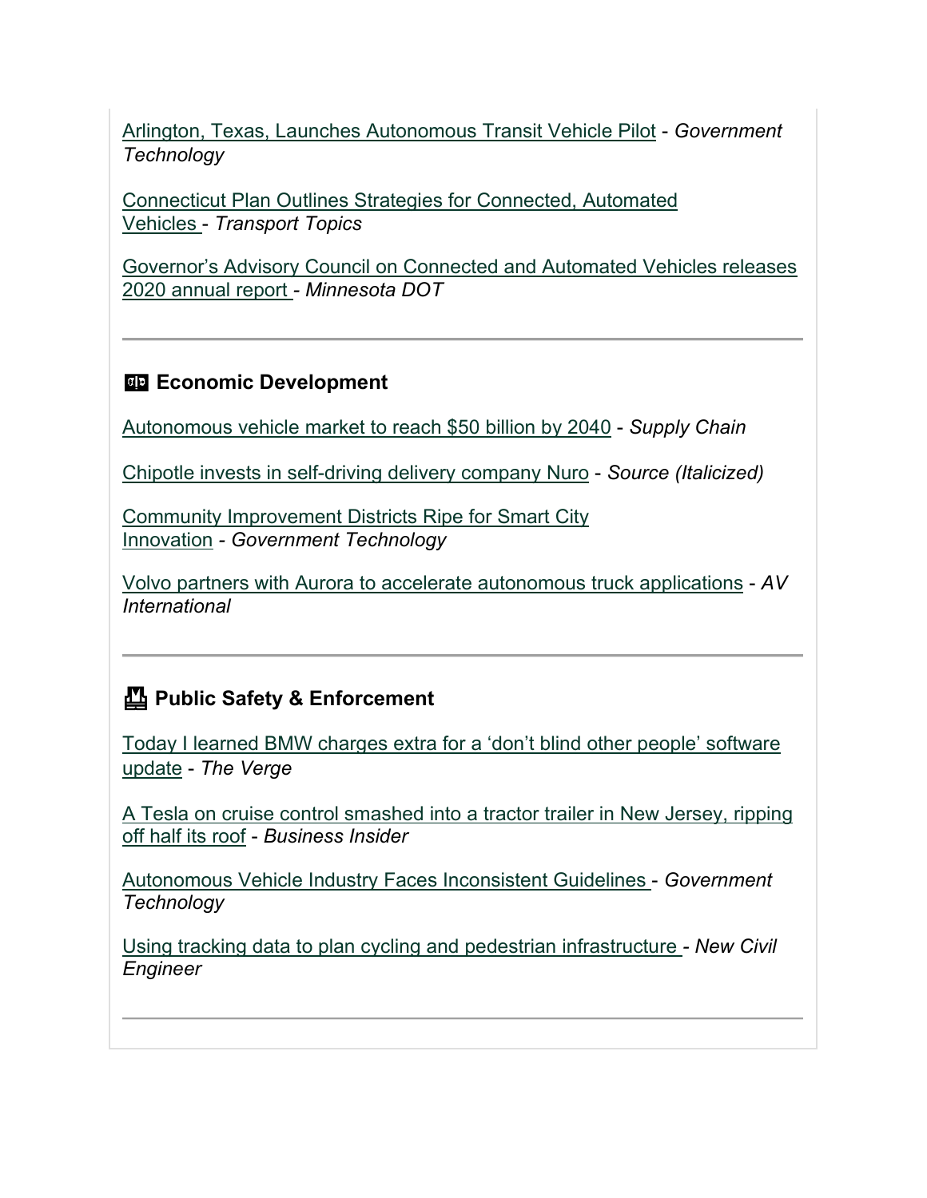Arlington, Texas, Launches Autonomous Transit Vehicle Pilot - *Government Technology*

Connecticut Plan Outlines Strategies for Connected, Automated Vehicles - *Transport Topics*

Governor's Advisory Council on Connected and Automated Vehicles releases 2020 annual report - *Minnesota DOT*

---

### Economic Development

Autonomous vehicle market to reach $50 billion by 2040 - *Supply Chain*

Chipotle invests in self-driving delivery company Nuro - *Source (Italicized)*

Community Improvement Districts Ripe for Smart City Innovation - *Government Technology*

Volvo partners with Aurora to accelerate autonomous truck applications - *AV International*

---

### Public Safety & Enforcement

Today I learned BMW charges extra for a 'don't blind other people' software update - *The Verge*

A Tesla on cruise control smashed into a tractor trailer in New Jersey, ripping off half its roof - *Business Insider*

Autonomous Vehicle Industry Faces Inconsistent Guidelines - *Government Technology*

Using tracking data to plan cycling and pedestrian infrastructure - *New Civil Engineer*

---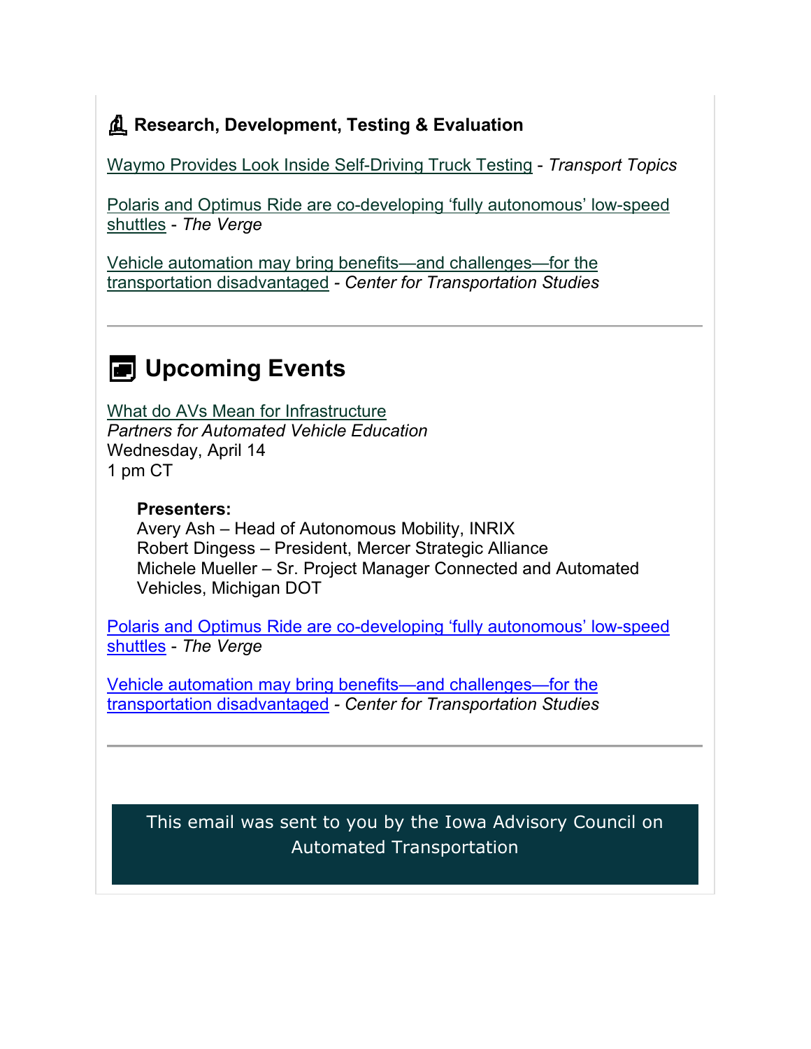### Research, Development, Testing & Evaluation

Waymo Provides Look Inside Self-Driving Truck Testing - *Transport Topics*

Polaris and Optimus Ride are co-developing 'fully autonomous' low-speed shuttles - *The Verge*

Vehicle automation may bring benefits—and challenges—for the transportation disadvantaged - *Center for Transportation Studies*

---

## Upcoming Events

What do AVs Mean for Infrastructure
*Partners for Automated Vehicle Education*
Wednesday, April 14
1 pm CT

> **Presenters:**
> Avery Ash – Head of Autonomous Mobility, INRIX
> Robert Dingess – President, Mercer Strategic Alliance
> Michele Mueller – Sr. Project Manager Connected and Automated Vehicles, Michigan DOT

Polaris and Optimus Ride are co-developing 'fully autonomous' low-speed shuttles - *The Verge*

Vehicle automation may bring benefits—and challenges—for the transportation disadvantaged - *Center for Transportation Studies*

---

This email was sent to you by the Iowa Advisory Council on Automated Transportation